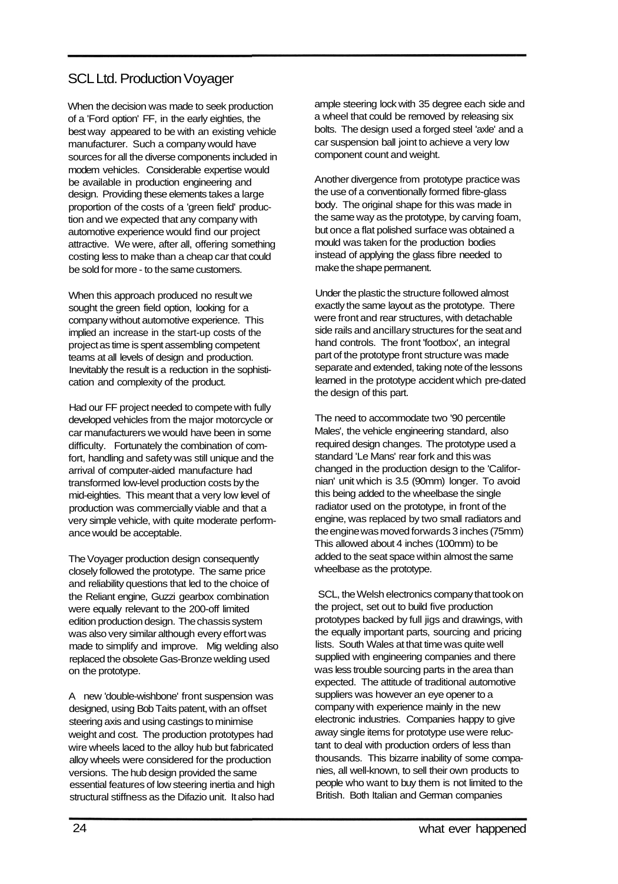## SCL Ltd. Production Voyager

When the decision was made to seek production of a 'Ford option' FF, in the early eighties, the best way appeared to be with an existing vehicle manufacturer. Such a company would have sources for all the diverse components included in modem vehicles. Considerable expertise would be available in production engineering and design. Providing these elements takes a large proportion of the costs of a 'green field' production and we expected that any company with automotive experience would find our project attractive. We were, after all, offering something costing less to make than a cheap car that could be sold for more - to the same customers.

When this approach produced no result we sought the green field option, looking for a company without automotive experience. This implied an increase in the start-up costs of the project as time is spent assembling competent teams at all levels of design and production. Inevitably the result is a reduction in the sophistication and complexity of the product.

Had our FF project needed to compete with fully developed vehicles from the major motorcycle or car manufacturers we would have been in some difficulty. Fortunately the combination of comfort, handling and safety was still unique and the arrival of computer-aided manufacture had transformed low-level production costs by the mid-eighties. This meant that a very low level of production was commercially viable and that a very simple vehicle, with quite moderate performance would be acceptable.

The Voyager production design consequently closely followed the prototype. The same price and reliability questions that led to the choice of the Reliant engine, Guzzi gearbox combination were equally relevant to the 200-off limited edition production design. The chassis system was also very similar although every effort was made to simplify and improve. Mig welding also replaced the obsolete Gas-Bronze welding used on the prototype.

A new 'double-wishbone' front suspension was designed, using Bob Taits patent, with an offset steering axis and using castings to minimise weight and cost. The production prototypes had wire wheels laced to the alloy hub but fabricated alloy wheels were considered for the production versions. The hub design provided the same essential features of low steering inertia and high structural stiffness as the Difazio unit. It also had ample steering lock with 35 degree each side and a wheel that could be removed by releasing six bolts. The design used a forged steel 'axle' and a car suspension ball joint to achieve a very low component count and weight.

Another divergence from prototype practice was the use of a conventionally formed fibre-glass body. The original shape for this was made in the same way as the prototype, by carving foam, but once a flat polished surface was obtained a mould was taken for the production bodies instead of applying the glass fibre needed to make the shape permanent.

Under the plastic the structure followed almost exactly the same layout as the prototype. There were front and rear structures, with detachable side rails and ancillary structures for the seat and hand controls. The front 'footbox', an integral part of the prototype front structure was made separate and extended, taking note of the lessons learned in the prototype accident which pre-dated the design of this part.

The need to accommodate two '90 percentile Males', the vehicle engineering standard, also required design changes. The prototype used a standard 'Le Mans' rear fork and this was changed in the production design to the 'Californian' unit which is 3.5 (90mm) longer. To avoid this being added to the wheelbase the single radiator used on the prototype, in front of the engine, was replaced by two small radiators and the engine was moved forwards 3 inches (75mm) This allowed about 4 inches (100mm) to be added to the seat space within almost the same wheelbase as the prototype.

SCL, the Welsh electronics company that took on the project, set out to build five production prototypes backed by full jigs and drawings, with the equally important parts, sourcing and pricing lists. South Wales at that time was quite well supplied with engineering companies and there was less trouble sourcing parts in the area than expected. The attitude of traditional automotive suppliers was however an eye opener to a company with experience mainly in the new electronic industries. Companies happy to give away single items for prototype use were reluctant to deal with production orders of less than thousands. This bizarre inability of some companies, all well-known, to sell their own products to people who want to buy them is not limited to the British. Both Italian and German companies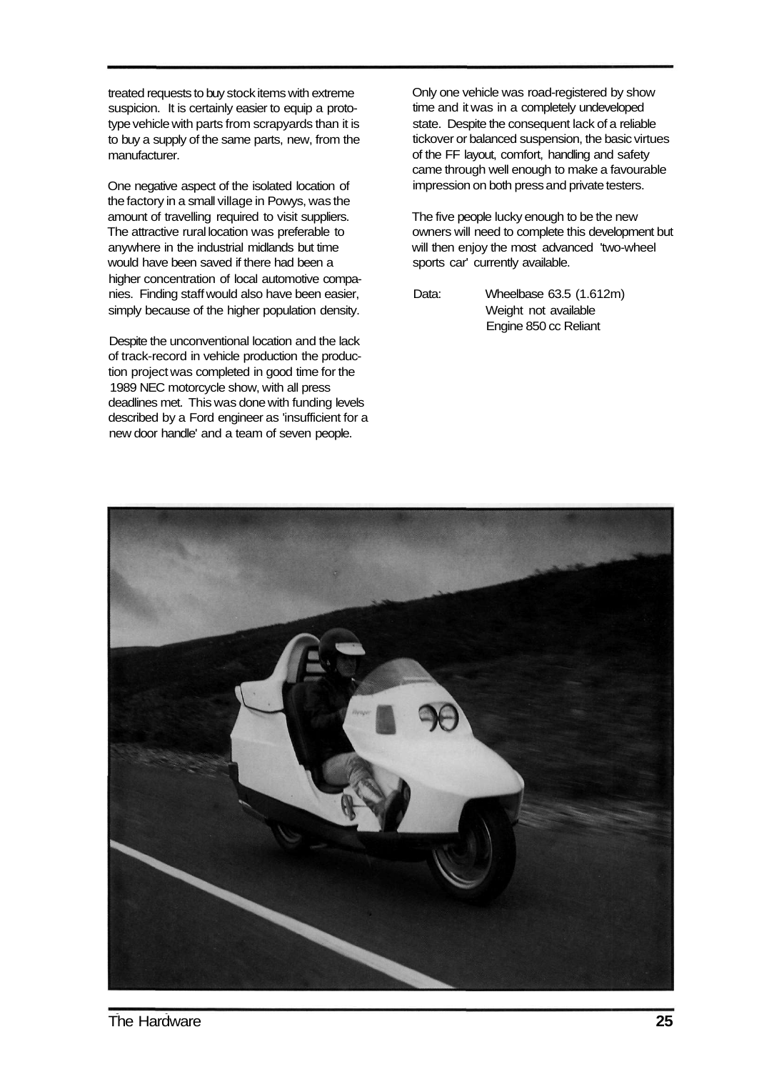treated requests to buy stock items with extreme suspicion. It is certainly easier to equip a prototype vehicle with parts from scrapyards than it is to buy a supply of the same parts, new, from the manufacturer.

One negative aspect of the isolated location of the factory in a small village in Powys, was the amount of travelling required to visit suppliers. The attractive rural location was preferable to anywhere in the industrial midlands but time would have been saved if there had been a higher concentration of local automotive companies. Finding staff would also have been easier, simply because of the higher population density.

Despite the unconventional location and the lack of track-record in vehicle production the production project was completed in good time for the 1989 NEC motorcycle show, with all press deadlines met. This was done with funding levels described by a Ford engineer as 'insufficient for a new door handle' and a team of seven people.

Only one vehicle was road-registered by show time and it was in a completely undeveloped state. Despite the consequent lack of a reliable tickover or balanced suspension, the basic virtues of the FF layout, comfort, handling and safety came through well enough to make a favourable impression on both press and private testers.

The five people lucky enough to be the new owners will need to complete this development but will then enjoy the most advanced 'two-wheel sports car' currently available.

Data: Wheelbase 63.5 (1.612m)
Weight not available
Engine 850 cc Reliant